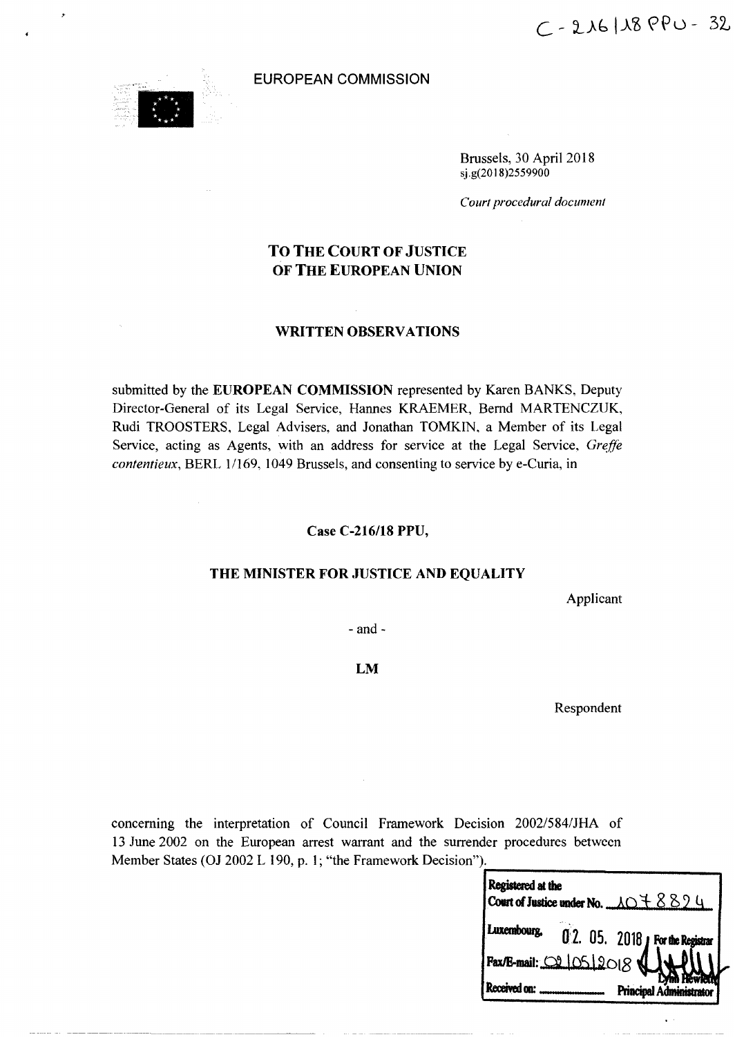C-216/18 PPU - 32

EUROPEAN COMMISSION

Brussels, 30 April 2018
sj.g(2018)2559900

*Court procedural document*

# TO THE COURT OF JUSTICE OF THE EUROPEAN UNION

## WRITTEN OBSERVATIONS

submitted by the **EUROPEAN COMMISSION** represented by Karen BANKS, Deputy Director-General of its Legal Service, Hannes KRAEMER, Bernd MARTENCZUK, Rudi TROOSTERS, Legal Advisers, and Jonathan TOMKIN, a Member of its Legal Service, acting as Agents, with an address for service at the Legal Service, *Greffe contentieux*, BERL 1/169, 1049 Brussels, and consenting to service by e-Curia, in

**Case C-216/18 PPU,**

**THE MINISTER FOR JUSTICE AND EQUALITY**

Applicant

\- and -

**LM**

Respondent

concerning the interpretation of Council Framework Decision 2002/584/JHA of 13 June 2002 on the European arrest warrant and the surrender procedures between Member States (OJ 2002 L 190, p. 1; "the Framework Decision").

Registered at the Court of Justice under No. 1078824
Luxembourg, 02. 05. 2018 For the Registrar
Fax/E-mail: 02/05/2018
Received on: ..................
Lynn Hewlett
Principal Administrator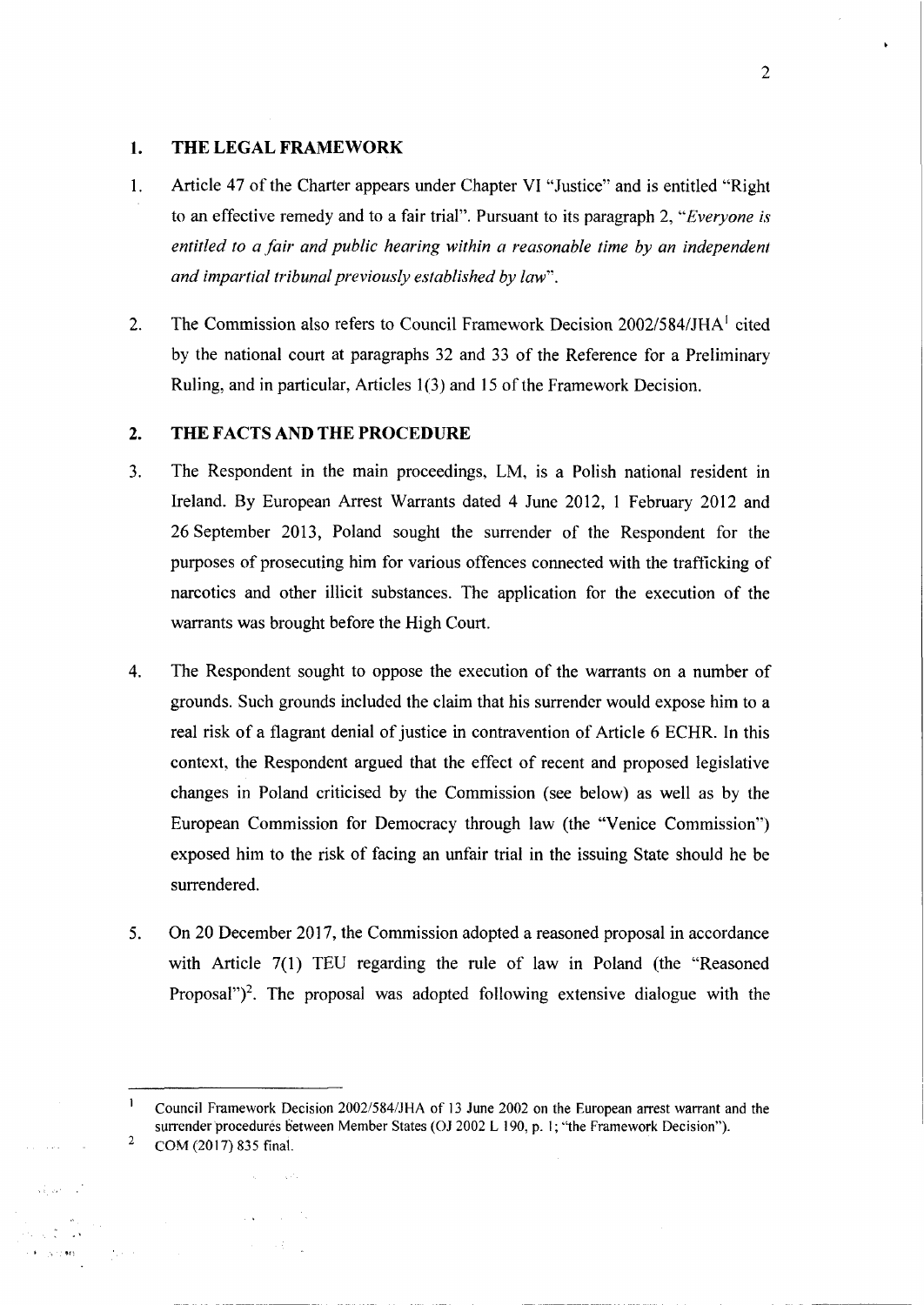## 1. THE LEGAL FRAMEWORK

1. Article 47 of the Charter appears under Chapter VI "Justice" and is entitled "Right to an effective remedy and to a fair trial". Pursuant to its paragraph 2, "*Everyone is entitled to a fair and public hearing within a reasonable time by an independent and impartial tribunal previously established by law*".

2. The Commission also refers to Council Framework Decision 2002/584/JHA[1] cited by the national court at paragraphs 32 and 33 of the Reference for a Preliminary Ruling, and in particular, Articles 1(3) and 15 of the Framework Decision.

## 2. THE FACTS AND THE PROCEDURE

3. The Respondent in the main proceedings, LM, is a Polish national resident in Ireland. By European Arrest Warrants dated 4 June 2012, 1 February 2012 and 26 September 2013, Poland sought the surrender of the Respondent for the purposes of prosecuting him for various offences connected with the trafficking of narcotics and other illicit substances. The application for the execution of the warrants was brought before the High Court.

4. The Respondent sought to oppose the execution of the warrants on a number of grounds. Such grounds included the claim that his surrender would expose him to a real risk of a flagrant denial of justice in contravention of Article 6 ECHR. In this context, the Respondent argued that the effect of recent and proposed legislative changes in Poland criticised by the Commission (see below) as well as by the European Commission for Democracy through law (the "Venice Commission") exposed him to the risk of facing an unfair trial in the issuing State should he be surrendered.

5. On 20 December 2017, the Commission adopted a reasoned proposal in accordance with Article 7(1) TEU regarding the rule of law in Poland (the "Reasoned Proposal")[2]. The proposal was adopted following extensive dialogue with the

---

[1] Council Framework Decision 2002/584/JHA of 13 June 2002 on the European arrest warrant and the surrender procedures between Member States (OJ 2002 L 190, p. 1; "the Framework Decision").

[2] COM (2017) 835 final.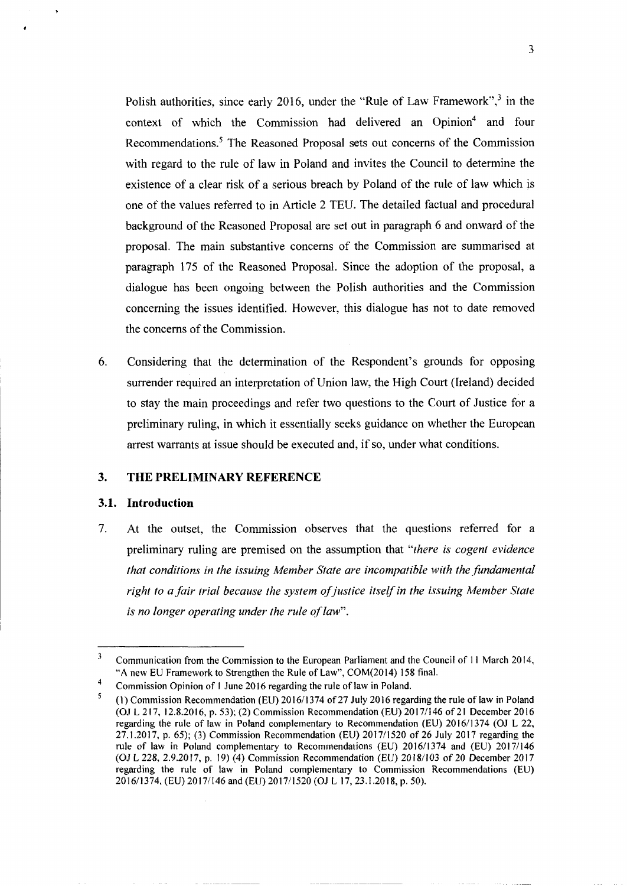Polish authorities, since early 2016, under the "Rule of Law Framework",[3] in the context of which the Commission had delivered an Opinion[4] and four Recommendations.[5] The Reasoned Proposal sets out concerns of the Commission with regard to the rule of law in Poland and invites the Council to determine the existence of a clear risk of a serious breach by Poland of the rule of law which is one of the values referred to in Article 2 TEU. The detailed factual and procedural background of the Reasoned Proposal are set out in paragraph 6 and onward of the proposal. The main substantive concerns of the Commission are summarised at paragraph 175 of the Reasoned Proposal. Since the adoption of the proposal, a dialogue has been ongoing between the Polish authorities and the Commission concerning the issues identified. However, this dialogue has not to date removed the concerns of the Commission.

6. Considering that the determination of the Respondent's grounds for opposing surrender required an interpretation of Union law, the High Court (Ireland) decided to stay the main proceedings and refer two questions to the Court of Justice for a preliminary ruling, in which it essentially seeks guidance on whether the European arrest warrants at issue should be executed and, if so, under what conditions.

## 3. THE PRELIMINARY REFERENCE

### 3.1. Introduction

7. At the outset, the Commission observes that the questions referred for a preliminary ruling are premised on the assumption that "*there is cogent evidence that conditions in the issuing Member State are incompatible with the fundamental right to a fair trial because the system of justice itself in the issuing Member State is no longer operating under the rule of law*".

---

[3] Communication from the Commission to the European Parliament and the Council of 11 March 2014, "A new EU Framework to Strengthen the Rule of Law", COM(2014) 158 final.

[4] Commission Opinion of 1 June 2016 regarding the rule of law in Poland.

[5] (1) Commission Recommendation (EU) 2016/1374 of 27 July 2016 regarding the rule of law in Poland (OJ L 217, 12.8.2016, p. 53); (2) Commission Recommendation (EU) 2017/146 of 21 December 2016 regarding the rule of law in Poland complementary to Recommendation (EU) 2016/1374 (OJ L 22, 27.1.2017, p. 65); (3) Commission Recommendation (EU) 2017/1520 of 26 July 2017 regarding the rule of law in Poland complementary to Recommendations (EU) 2016/1374 and (EU) 2017/146 (OJ L 228, 2.9.2017, p. 19) (4) Commission Recommendation (EU) 2018/103 of 20 December 2017 regarding the rule of law in Poland complementary to Commission Recommendations (EU) 2016/1374, (EU) 2017/146 and (EU) 2017/1520 (OJ L 17, 23.1.2018, p. 50).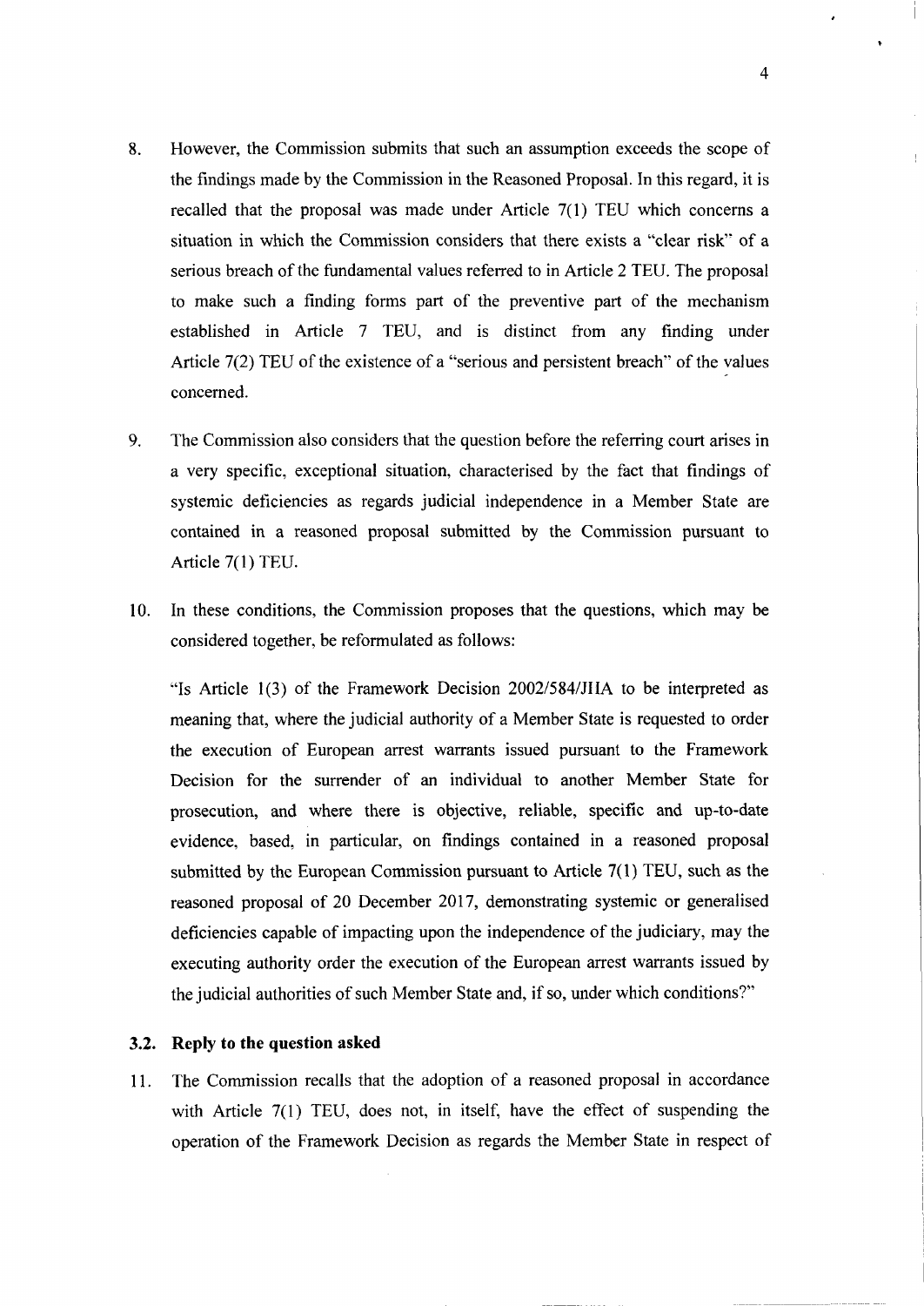8. However, the Commission submits that such an assumption exceeds the scope of the findings made by the Commission in the Reasoned Proposal. In this regard, it is recalled that the proposal was made under Article 7(1) TEU which concerns a situation in which the Commission considers that there exists a "clear risk" of a serious breach of the fundamental values referred to in Article 2 TEU. The proposal to make such a finding forms part of the preventive part of the mechanism established in Article 7 TEU, and is distinct from any finding under Article 7(2) TEU of the existence of a "serious and persistent breach" of the values concerned.

9. The Commission also considers that the question before the referring court arises in a very specific, exceptional situation, characterised by the fact that findings of systemic deficiencies as regards judicial independence in a Member State are contained in a reasoned proposal submitted by the Commission pursuant to Article 7(1) TEU.

10. In these conditions, the Commission proposes that the questions, which may be considered together, be reformulated as follows:

"Is Article 1(3) of the Framework Decision 2002/584/JHA to be interpreted as meaning that, where the judicial authority of a Member State is requested to order the execution of European arrest warrants issued pursuant to the Framework Decision for the surrender of an individual to another Member State for prosecution, and where there is objective, reliable, specific and up-to-date evidence, based, in particular, on findings contained in a reasoned proposal submitted by the European Commission pursuant to Article 7(1) TEU, such as the reasoned proposal of 20 December 2017, demonstrating systemic or generalised deficiencies capable of impacting upon the independence of the judiciary, may the executing authority order the execution of the European arrest warrants issued by the judicial authorities of such Member State and, if so, under which conditions?"

### 3.2. Reply to the question asked

11. The Commission recalls that the adoption of a reasoned proposal in accordance with Article 7(1) TEU, does not, in itself, have the effect of suspending the operation of the Framework Decision as regards the Member State in respect of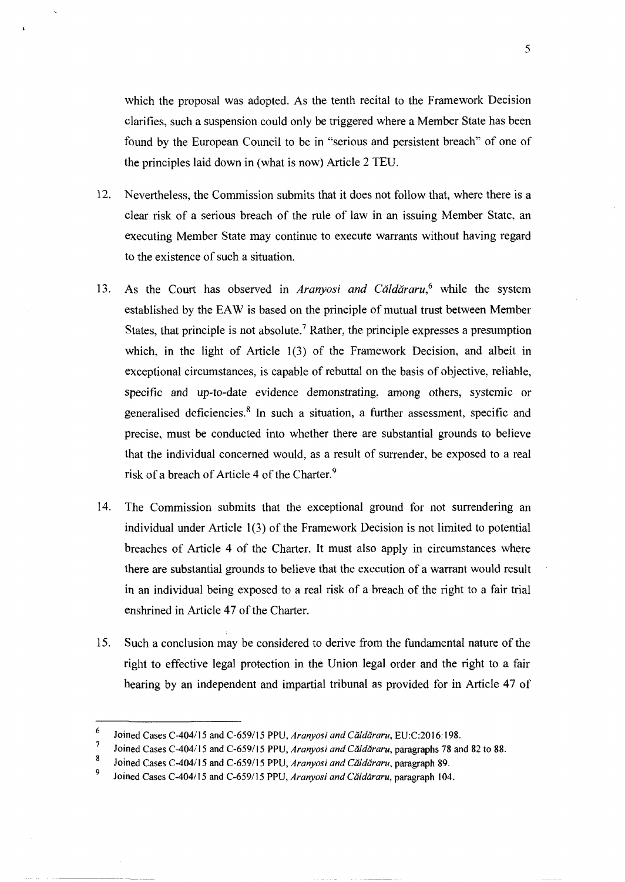which the proposal was adopted. As the tenth recital to the Framework Decision clarifies, such a suspension could only be triggered where a Member State has been found by the European Council to be in "serious and persistent breach" of one of the principles laid down in (what is now) Article 2 TEU.

12. Nevertheless, the Commission submits that it does not follow that, where there is a clear risk of a serious breach of the rule of law in an issuing Member State, an executing Member State may continue to execute warrants without having regard to the existence of such a situation.

13. As the Court has observed in *Aranyosi and Căldăraru*,[6] while the system established by the EAW is based on the principle of mutual trust between Member States, that principle is not absolute.[7] Rather, the principle expresses a presumption which, in the light of Article 1(3) of the Framework Decision, and albeit in exceptional circumstances, is capable of rebuttal on the basis of objective, reliable, specific and up-to-date evidence demonstrating, among others, systemic or generalised deficiencies.[8] In such a situation, a further assessment, specific and precise, must be conducted into whether there are substantial grounds to believe that the individual concerned would, as a result of surrender, be exposed to a real risk of a breach of Article 4 of the Charter.[9]

14. The Commission submits that the exceptional ground for not surrendering an individual under Article 1(3) of the Framework Decision is not limited to potential breaches of Article 4 of the Charter. It must also apply in circumstances where there are substantial grounds to believe that the execution of a warrant would result in an individual being exposed to a real risk of a breach of the right to a fair trial enshrined in Article 47 of the Charter.

15. Such a conclusion may be considered to derive from the fundamental nature of the right to effective legal protection in the Union legal order and the right to a fair hearing by an independent and impartial tribunal as provided for in Article 47 of

---

[6] Joined Cases C-404/15 and C-659/15 PPU, *Aranyosi and Căldăraru*, EU:C:2016:198.

[7] Joined Cases C-404/15 and C-659/15 PPU, *Aranyosi and Căldăraru*, paragraphs 78 and 82 to 88.

[8] Joined Cases C-404/15 and C-659/15 PPU, *Aranyosi and Căldăraru*, paragraph 89.

[9] Joined Cases C-404/15 and C-659/15 PPU, *Aranyosi and Căldăraru*, paragraph 104.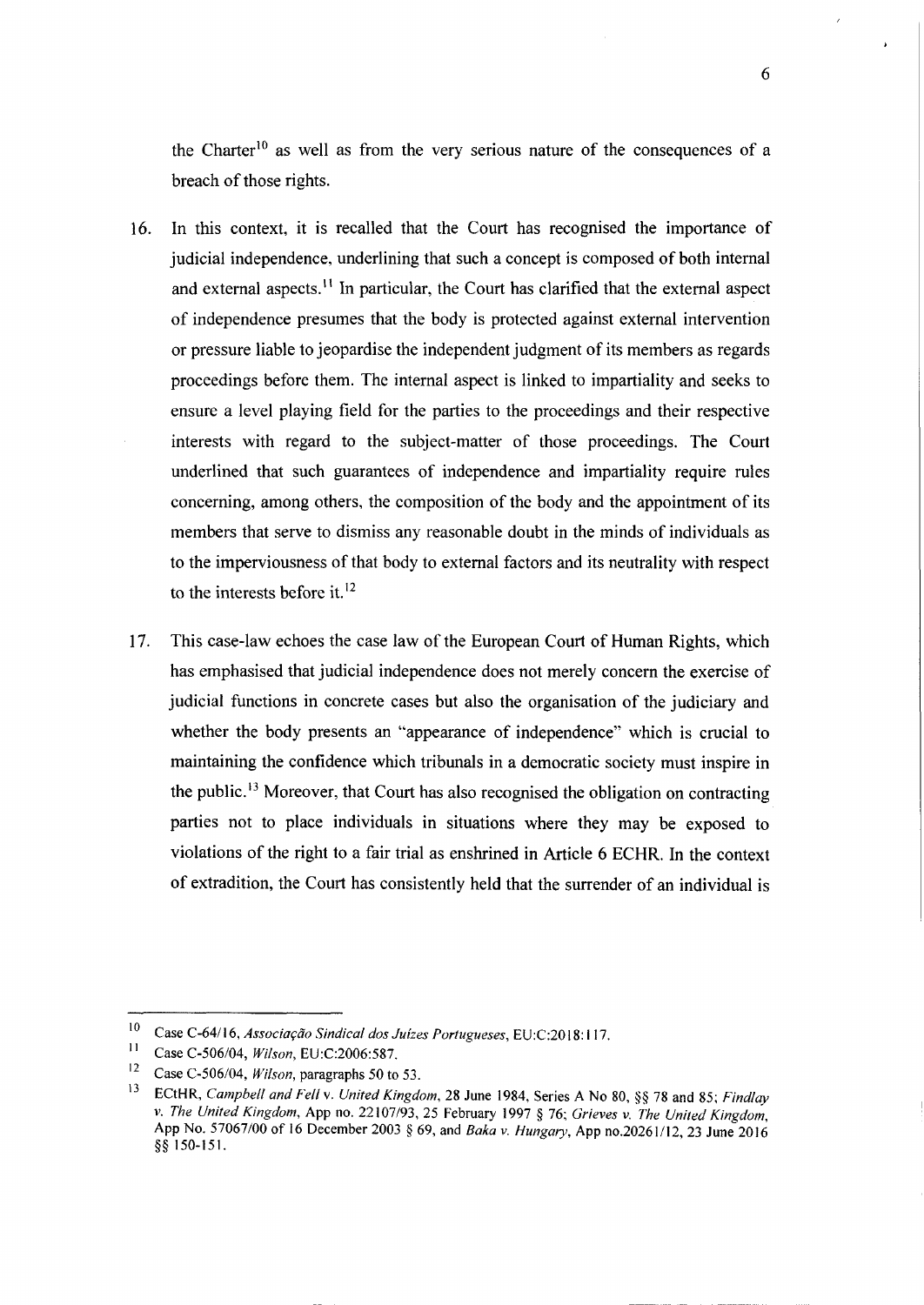the Charter[10] as well as from the very serious nature of the consequences of a breach of those rights.

16. In this context, it is recalled that the Court has recognised the importance of judicial independence, underlining that such a concept is composed of both internal and external aspects.[11] In particular, the Court has clarified that the external aspect of independence presumes that the body is protected against external intervention or pressure liable to jeopardise the independent judgment of its members as regards proceedings before them. The internal aspect is linked to impartiality and seeks to ensure a level playing field for the parties to the proceedings and their respective interests with regard to the subject-matter of those proceedings. The Court underlined that such guarantees of independence and impartiality require rules concerning, among others, the composition of the body and the appointment of its members that serve to dismiss any reasonable doubt in the minds of individuals as to the imperviousness of that body to external factors and its neutrality with respect to the interests before it.[12]

17. This case-law echoes the case law of the European Court of Human Rights, which has emphasised that judicial independence does not merely concern the exercise of judicial functions in concrete cases but also the organisation of the judiciary and whether the body presents an "appearance of independence" which is crucial to maintaining the confidence which tribunals in a democratic society must inspire in the public.[13] Moreover, that Court has also recognised the obligation on contracting parties not to place individuals in situations where they may be exposed to violations of the right to a fair trial as enshrined in Article 6 ECHR. In the context of extradition, the Court has consistently held that the surrender of an individual is

---

[10] Case C-64/16, *Associação Sindical dos Juízes Portugueses*, EU:C:2018:117.

[11] Case C-506/04, *Wilson*, EU:C:2006:587.

[12] Case C-506/04, *Wilson*, paragraphs 50 to 53.

[13] ECtHR, *Campbell and Fell* v. *United Kingdom*, 28 June 1984, Series A No 80, §§ 78 and 85; *Findlay v. The United Kingdom*, App no. 22107/93, 25 February 1997 § 76; *Grieves v. The United Kingdom*, App No. 57067/00 of 16 December 2003 § 69, and *Baka v. Hungary*, App no.20261/12, 23 June 2016 §§ 150-151.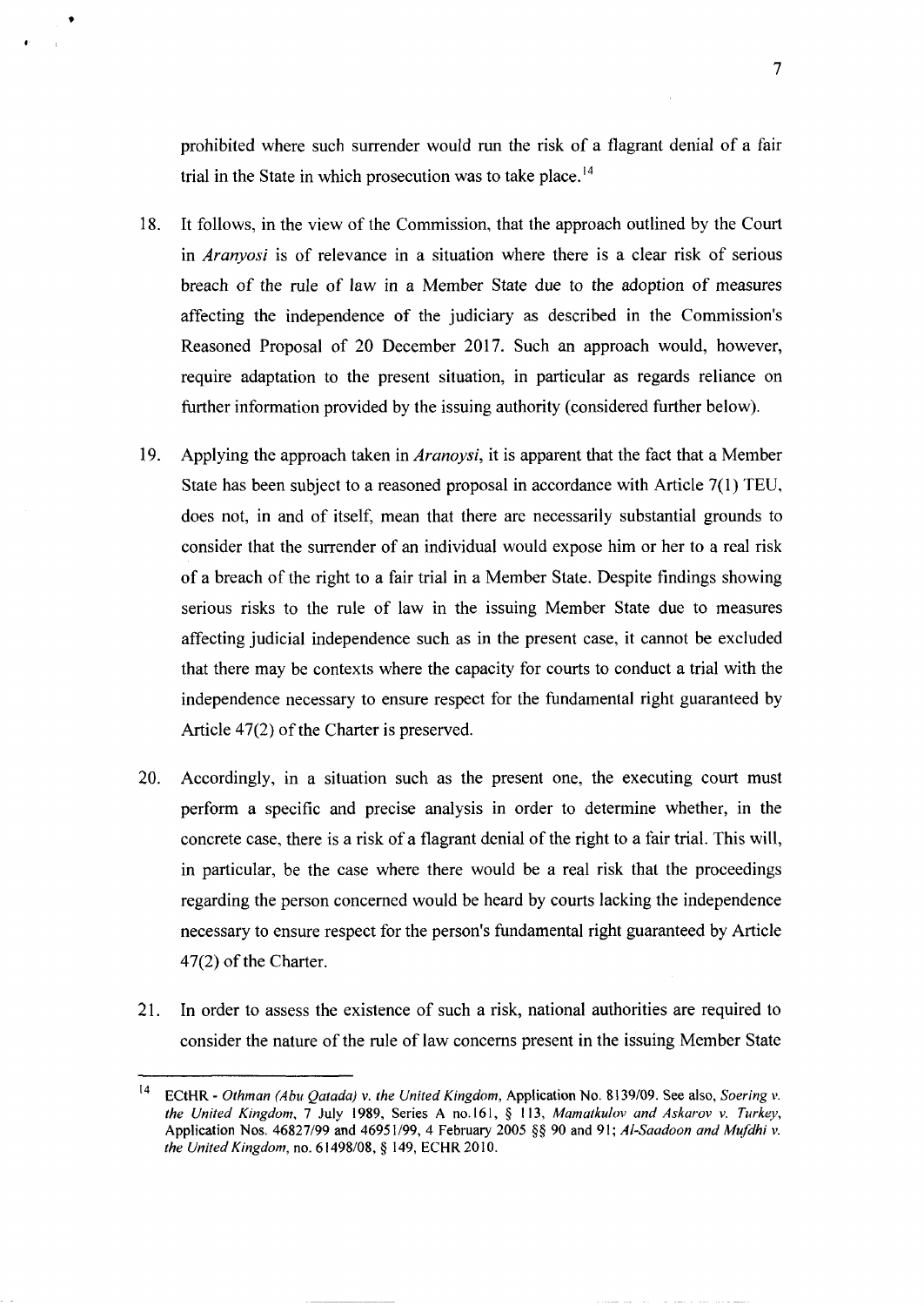prohibited where such surrender would run the risk of a flagrant denial of a fair trial in the State in which prosecution was to take place.[14]

18. It follows, in the view of the Commission, that the approach outlined by the Court in *Aranyosi* is of relevance in a situation where there is a clear risk of serious breach of the rule of law in a Member State due to the adoption of measures affecting the independence of the judiciary as described in the Commission's Reasoned Proposal of 20 December 2017. Such an approach would, however, require adaptation to the present situation, in particular as regards reliance on further information provided by the issuing authority (considered further below).

19. Applying the approach taken in *Aranoysi*, it is apparent that the fact that a Member State has been subject to a reasoned proposal in accordance with Article 7(1) TEU, does not, in and of itself, mean that there are necessarily substantial grounds to consider that the surrender of an individual would expose him or her to a real risk of a breach of the right to a fair trial in a Member State. Despite findings showing serious risks to the rule of law in the issuing Member State due to measures affecting judicial independence such as in the present case, it cannot be excluded that there may be contexts where the capacity for courts to conduct a trial with the independence necessary to ensure respect for the fundamental right guaranteed by Article 47(2) of the Charter is preserved.

20. Accordingly, in a situation such as the present one, the executing court must perform a specific and precise analysis in order to determine whether, in the concrete case, there is a risk of a flagrant denial of the right to a fair trial. This will, in particular, be the case where there would be a real risk that the proceedings regarding the person concerned would be heard by courts lacking the independence necessary to ensure respect for the person's fundamental right guaranteed by Article 47(2) of the Charter.

21. In order to assess the existence of such a risk, national authorities are required to consider the nature of the rule of law concerns present in the issuing Member State

---

[14] ECtHR - *Othman (Abu Qatada) v. the United Kingdom*, Application No. 8139/09. See also, *Soering v. the United Kingdom*, 7 July 1989, Series A no.161, § 113, *Mamatkulov and Askarov v. Turkey*, Application Nos. 46827/99 and 46951/99, 4 February 2005 §§ 90 and 91; *Al-Saadoon and Mufdhi v. the United Kingdom*, no. 61498/08, § 149, ECHR 2010.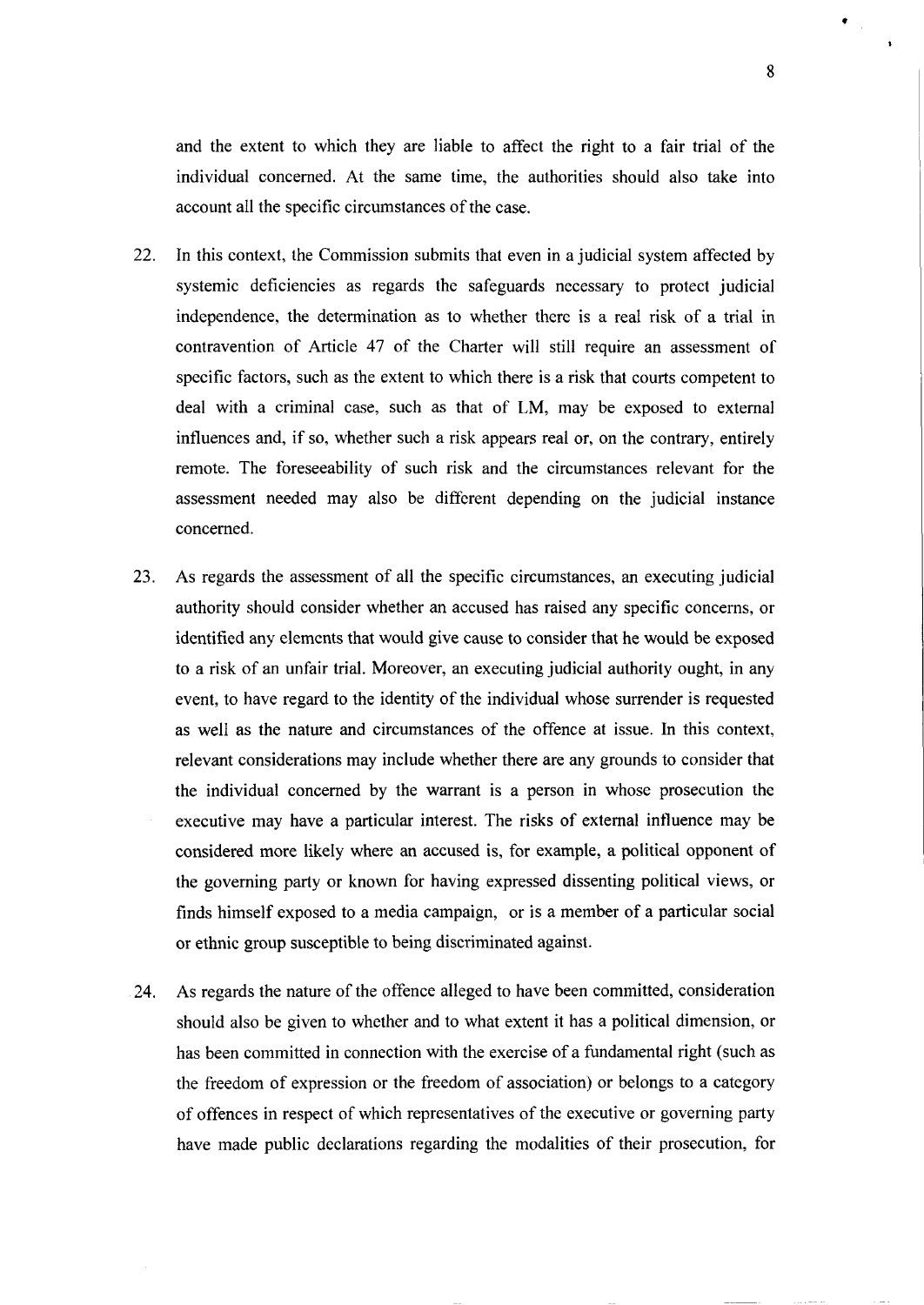and the extent to which they are liable to affect the right to a fair trial of the individual concerned. At the same time, the authorities should also take into account all the specific circumstances of the case.

22. In this context, the Commission submits that even in a judicial system affected by systemic deficiencies as regards the safeguards necessary to protect judicial independence, the determination as to whether there is a real risk of a trial in contravention of Article 47 of the Charter will still require an assessment of specific factors, such as the extent to which there is a risk that courts competent to deal with a criminal case, such as that of LM, may be exposed to external influences and, if so, whether such a risk appears real or, on the contrary, entirely remote. The foreseeability of such risk and the circumstances relevant for the assessment needed may also be different depending on the judicial instance concerned.

23. As regards the assessment of all the specific circumstances, an executing judicial authority should consider whether an accused has raised any specific concerns, or identified any elements that would give cause to consider that he would be exposed to a risk of an unfair trial. Moreover, an executing judicial authority ought, in any event, to have regard to the identity of the individual whose surrender is requested as well as the nature and circumstances of the offence at issue. In this context, relevant considerations may include whether there are any grounds to consider that the individual concerned by the warrant is a person in whose prosecution the executive may have a particular interest. The risks of external influence may be considered more likely where an accused is, for example, a political opponent of the governing party or known for having expressed dissenting political views, or finds himself exposed to a media campaign, or is a member of a particular social or ethnic group susceptible to being discriminated against.

24. As regards the nature of the offence alleged to have been committed, consideration should also be given to whether and to what extent it has a political dimension, or has been committed in connection with the exercise of a fundamental right (such as the freedom of expression or the freedom of association) or belongs to a category of offences in respect of which representatives of the executive or governing party have made public declarations regarding the modalities of their prosecution, for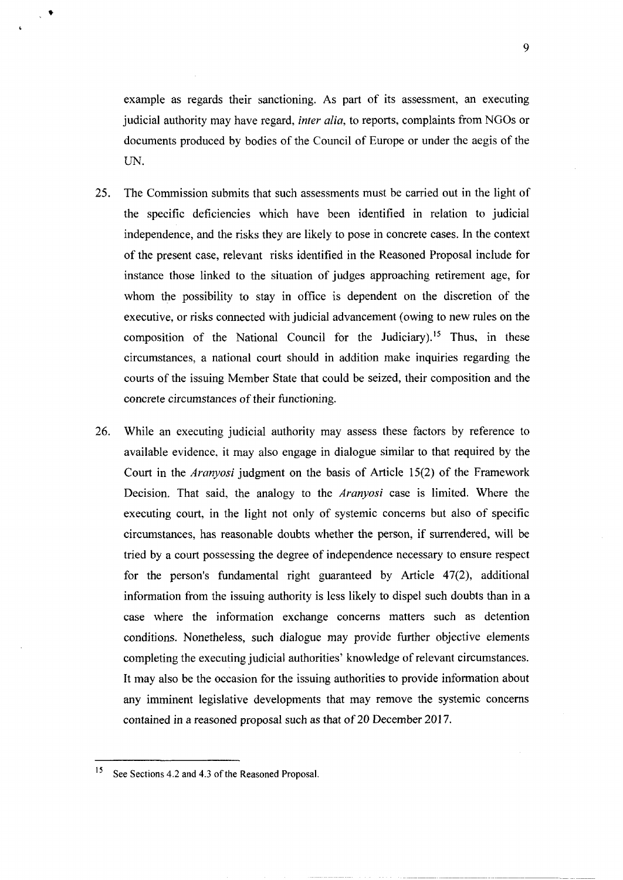example as regards their sanctioning. As part of its assessment, an executing judicial authority may have regard, *inter alia*, to reports, complaints from NGOs or documents produced by bodies of the Council of Europe or under the aegis of the UN.

25. The Commission submits that such assessments must be carried out in the light of the specific deficiencies which have been identified in relation to judicial independence, and the risks they are likely to pose in concrete cases. In the context of the present case, relevant risks identified in the Reasoned Proposal include for instance those linked to the situation of judges approaching retirement age, for whom the possibility to stay in office is dependent on the discretion of the executive, or risks connected with judicial advancement (owing to new rules on the composition of the National Council for the Judiciary).[15] Thus, in these circumstances, a national court should in addition make inquiries regarding the courts of the issuing Member State that could be seized, their composition and the concrete circumstances of their functioning.

26. While an executing judicial authority may assess these factors by reference to available evidence, it may also engage in dialogue similar to that required by the Court in the *Aranyosi* judgment on the basis of Article 15(2) of the Framework Decision. That said, the analogy to the *Aranyosi* case is limited. Where the executing court, in the light not only of systemic concerns but also of specific circumstances, has reasonable doubts whether the person, if surrendered, will be tried by a court possessing the degree of independence necessary to ensure respect for the person's fundamental right guaranteed by Article 47(2), additional information from the issuing authority is less likely to dispel such doubts than in a case where the information exchange concerns matters such as detention conditions. Nonetheless, such dialogue may provide further objective elements completing the executing judicial authorities' knowledge of relevant circumstances. It may also be the occasion for the issuing authorities to provide information about any imminent legislative developments that may remove the systemic concerns contained in a reasoned proposal such as that of 20 December 2017.

---

[15] See Sections 4.2 and 4.3 of the Reasoned Proposal.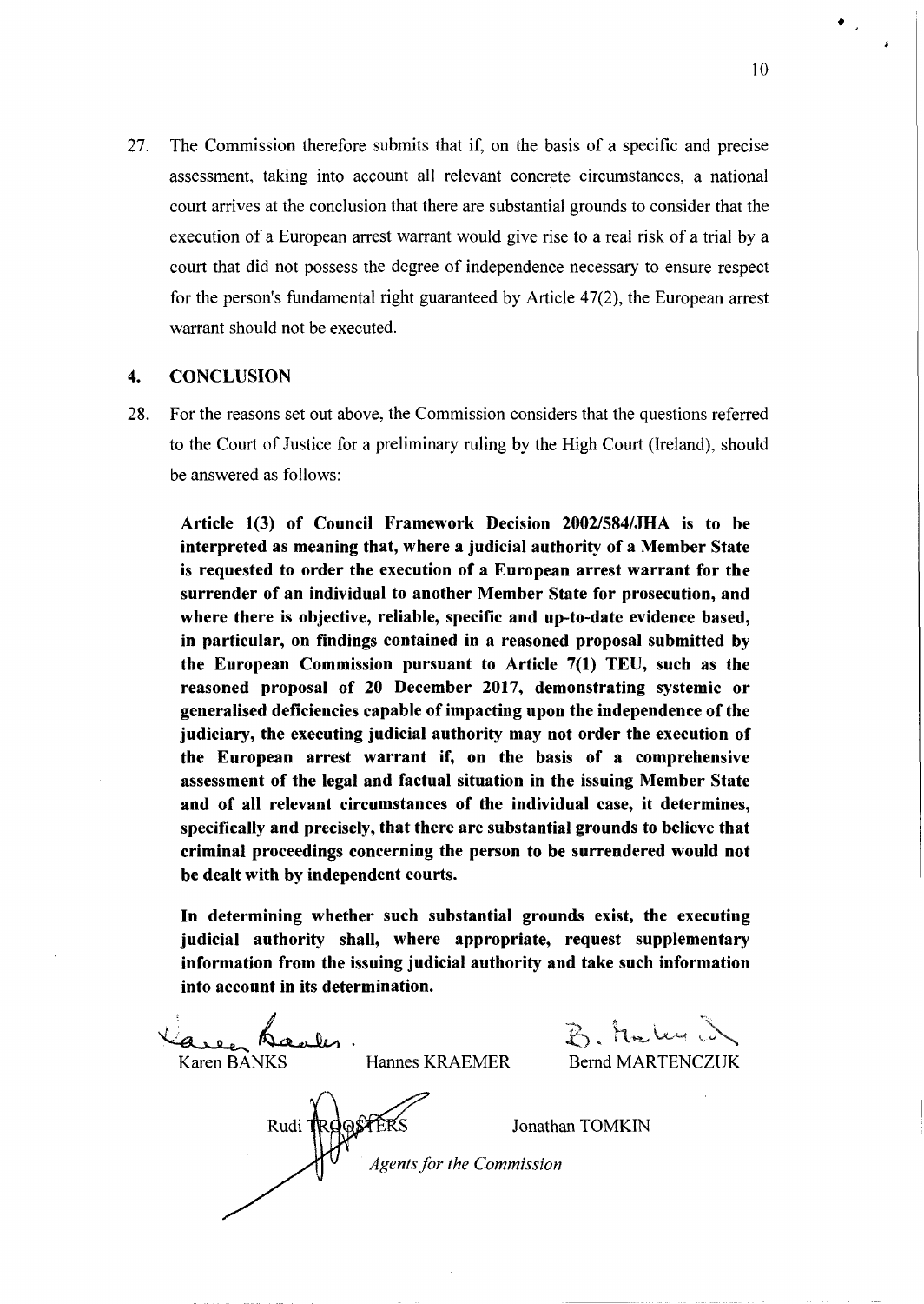27. The Commission therefore submits that if, on the basis of a specific and precise assessment, taking into account all relevant concrete circumstances, a national court arrives at the conclusion that there are substantial grounds to consider that the execution of a European arrest warrant would give rise to a real risk of a trial by a court that did not possess the degree of independence necessary to ensure respect for the person's fundamental right guaranteed by Article 47(2), the European arrest warrant should not be executed.

## 4. CONCLUSION

28. For the reasons set out above, the Commission considers that the questions referred to the Court of Justice for a preliminary ruling by the High Court (Ireland), should be answered as follows:

**Article 1(3) of Council Framework Decision 2002/584/JHA is to be interpreted as meaning that, where a judicial authority of a Member State is requested to order the execution of a European arrest warrant for the surrender of an individual to another Member State for prosecution, and where there is objective, reliable, specific and up-to-date evidence based, in particular, on findings contained in a reasoned proposal submitted by the European Commission pursuant to Article 7(1) TEU, such as the reasoned proposal of 20 December 2017, demonstrating systemic or generalised deficiencies capable of impacting upon the independence of the judiciary, the executing judicial authority may not order the execution of the European arrest warrant if, on the basis of a comprehensive assessment of the legal and factual situation in the issuing Member State and of all relevant circumstances of the individual case, it determines, specifically and precisely, that there are substantial grounds to believe that criminal proceedings concerning the person to be surrendered would not be dealt with by independent courts.**

**In determining whether such substantial grounds exist, the executing judicial authority shall, where appropriate, request supplementary information from the issuing judicial authority and take such information into account in its determination.**

Karen BANKS    Hannes KRAEMER    Bernd MARTENCZUK

Rudi TROOSTERS    Jonathan TOMKIN

*Agents for the Commission*